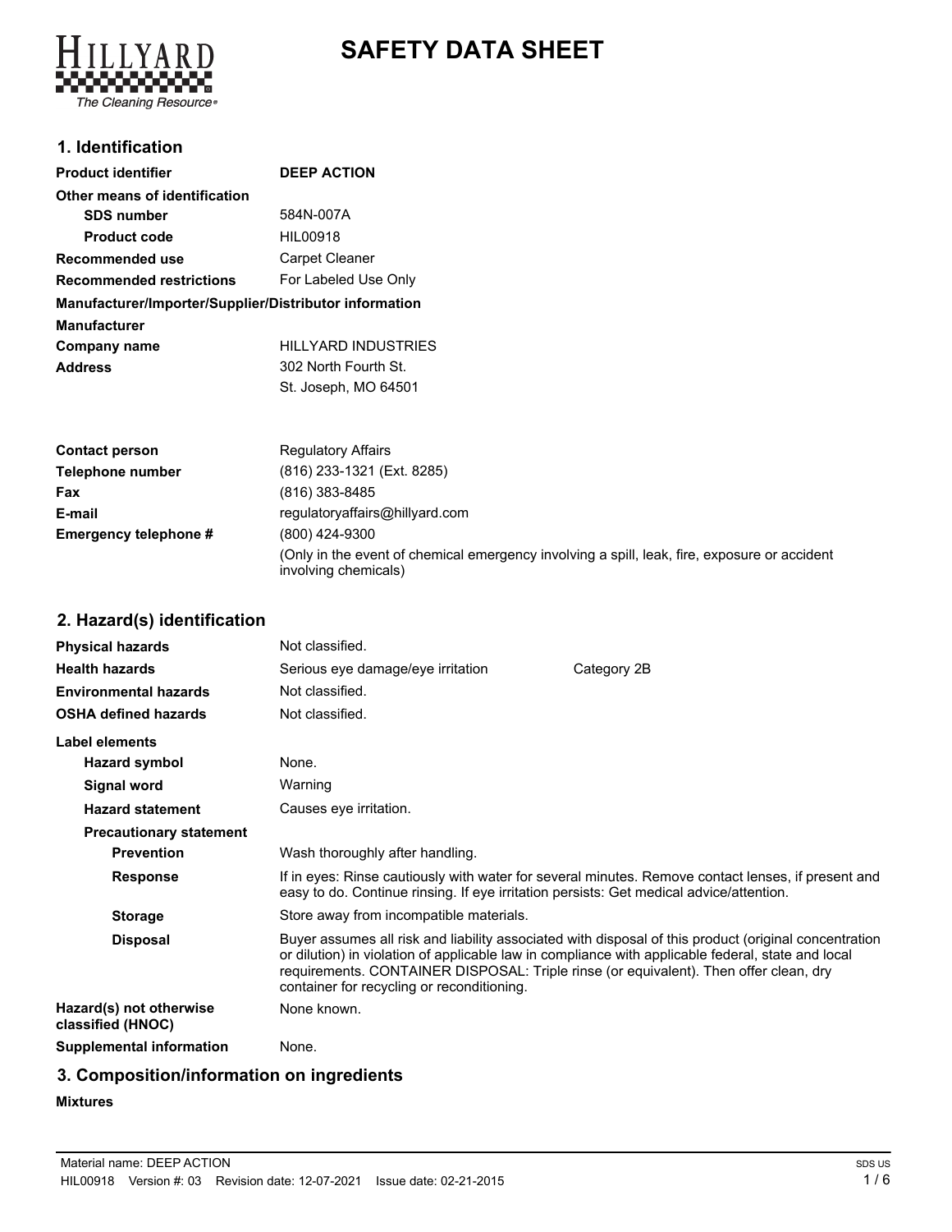# SAFETY DATA SHEET

## 1. Identification

| | |
|---|---|
| **Product identifier** | **DEEP ACTION** |
| **Other means of identification** | |
| **SDS number** | 584N-007A |
| **Product code** | HIL00918 |
| **Recommended use** | Carpet Cleaner |
| **Recommended restrictions** | For Labeled Use Only |

**Manufacturer/Importer/Supplier/Distributor information**

| | |
|---|---|
| **Manufacturer** | |
| **Company name** | HILLYARD INDUSTRIES |
| **Address** | 302 North Fourth St.<br>St. Joseph, MO 64501 |
| **Contact person** | Regulatory Affairs |
| **Telephone number** | (816) 233-1321 (Ext. 8285) |
| **Fax** | (816) 383-8485 |
| **E-mail** | regulatoryaffairs@hillyard.com |
| **Emergency telephone #** | (800) 424-9300<br>(Only in the event of chemical emergency involving a spill, leak, fire, exposure or accident involving chemicals) |

## 2. Hazard(s) identification

| | | |
|---|---|---|
| **Physical hazards** | Not classified. | |
| **Health hazards** | Serious eye damage/eye irritation | Category 2B |
| **Environmental hazards** | Not classified. | |
| **OSHA defined hazards** | Not classified. | |

**Label elements**

| | |
|---|---|
| **Hazard symbol** | None. |
| **Signal word** | Warning |
| **Hazard statement** | Causes eye irritation. |
| **Precautionary statement** | |
| **Prevention** | Wash thoroughly after handling. |
| **Response** | If in eyes: Rinse cautiously with water for several minutes. Remove contact lenses, if present and easy to do. Continue rinsing. If eye irritation persists: Get medical advice/attention. |
| **Storage** | Store away from incompatible materials. |
| **Disposal** | Buyer assumes all risk and liability associated with disposal of this product (original concentration or dilution) in violation of applicable law in compliance with applicable federal, state and local requirements. CONTAINER DISPOSAL: Triple rinse (or equivalent). Then offer clean, dry container for recycling or reconditioning. |
| **Hazard(s) not otherwise classified (HNOC)** | None known. |
| **Supplemental information** | None. |

## 3. Composition/information on ingredients

**Mixtures**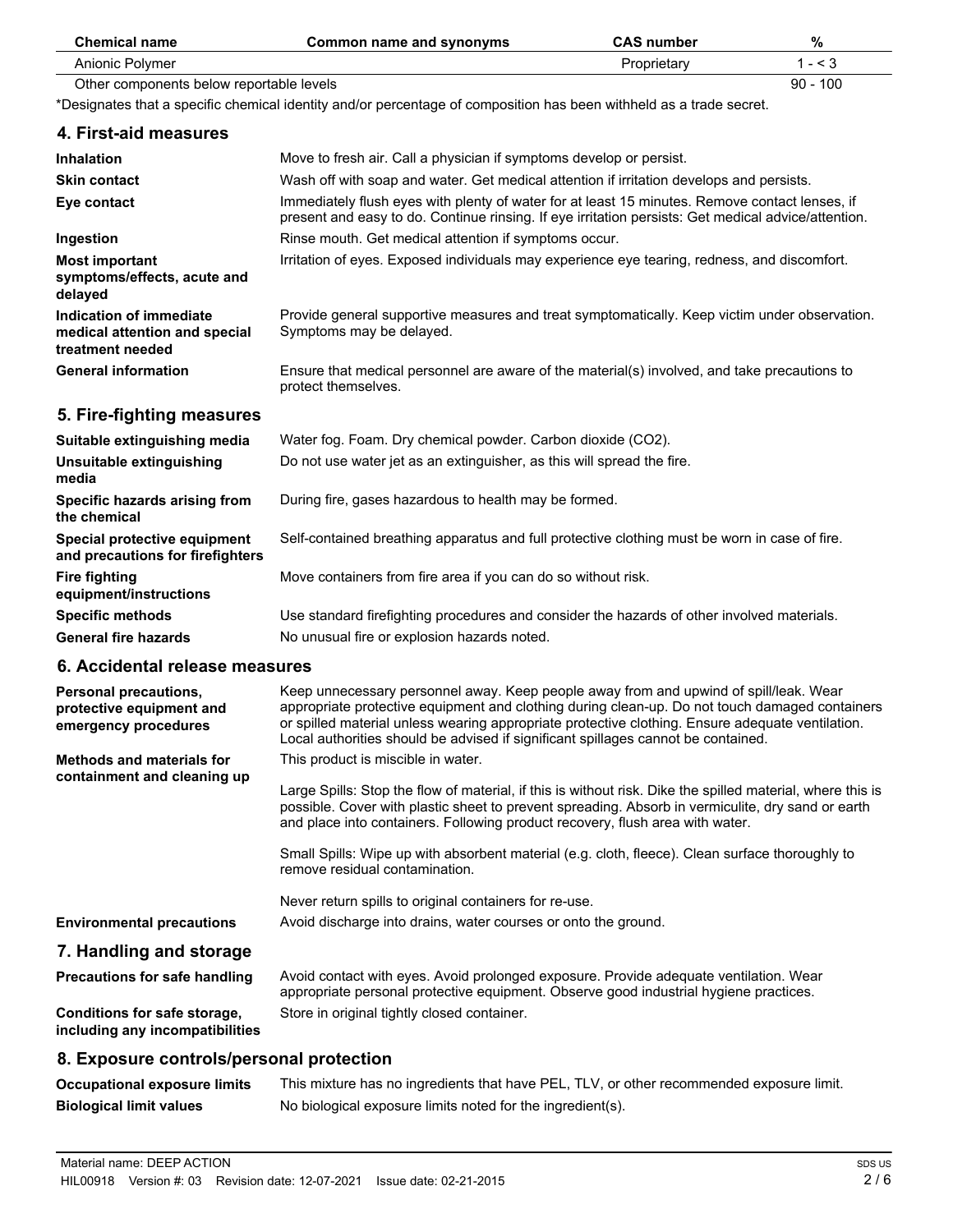| Chemical name | Common name and synonyms | CAS number | % |
| --- | --- | --- | --- |
| Anionic Polymer | | Proprietary | 1 - < 3 |
| Other components below reportable levels | | | 90 - 100 |

*Designates that a specific chemical identity and/or percentage of composition has been withheld as a trade secret.

## 4. First-aid measures

**Inhalation**
Move to fresh air. Call a physician if symptoms develop or persist.

**Skin contact**
Wash off with soap and water. Get medical attention if irritation develops and persists.

**Eye contact**
Immediately flush eyes with plenty of water for at least 15 minutes. Remove contact lenses, if present and easy to do. Continue rinsing. If eye irritation persists: Get medical advice/attention.

**Ingestion**
Rinse mouth. Get medical attention if symptoms occur.

**Most important symptoms/effects, acute and delayed**
Irritation of eyes. Exposed individuals may experience eye tearing, redness, and discomfort.

**Indication of immediate medical attention and special treatment needed**
Provide general supportive measures and treat symptomatically. Keep victim under observation. Symptoms may be delayed.

**General information**
Ensure that medical personnel are aware of the material(s) involved, and take precautions to protect themselves.

## 5. Fire-fighting measures

**Suitable extinguishing media**
Water fog. Foam. Dry chemical powder. Carbon dioxide ($CO_2$).

**Unsuitable extinguishing media**
Do not use water jet as an extinguisher, as this will spread the fire.

**Specific hazards arising from the chemical**
During fire, gases hazardous to health may be formed.

**Special protective equipment and precautions for firefighters**
Self-contained breathing apparatus and full protective clothing must be worn in case of fire.

**Fire fighting equipment/instructions**
Move containers from fire area if you can do so without risk.

**Specific methods**
Use standard firefighting procedures and consider the hazards of other involved materials.

**General fire hazards**
No unusual fire or explosion hazards noted.

## 6. Accidental release measures

**Personal precautions, protective equipment and emergency procedures**
Keep unnecessary personnel away. Keep people away from and upwind of spill/leak. Wear appropriate protective equipment and clothing during clean-up. Do not touch damaged containers or spilled material unless wearing appropriate protective clothing. Ensure adequate ventilation. Local authorities should be advised if significant spillages cannot be contained.

**Methods and materials for containment and cleaning up**
This product is miscible in water.

Large Spills: Stop the flow of material, if this is without risk. Dike the spilled material, where this is possible. Cover with plastic sheet to prevent spreading. Absorb in vermiculite, dry sand or earth and place into containers. Following product recovery, flush area with water.

Small Spills: Wipe up with absorbent material (e.g. cloth, fleece). Clean surface thoroughly to remove residual contamination.

Never return spills to original containers for re-use.

**Environmental precautions**
Avoid discharge into drains, water courses or onto the ground.

## 7. Handling and storage

**Precautions for safe handling**
Avoid contact with eyes. Avoid prolonged exposure. Provide adequate ventilation. Wear appropriate personal protective equipment. Observe good industrial hygiene practices.

**Conditions for safe storage, including any incompatibilities**
Store in original tightly closed container.

## 8. Exposure controls/personal protection

**Occupational exposure limits**
This mixture has no ingredients that have PEL, TLV, or other recommended exposure limit.

**Biological limit values**
No biological exposure limits noted for the ingredient(s).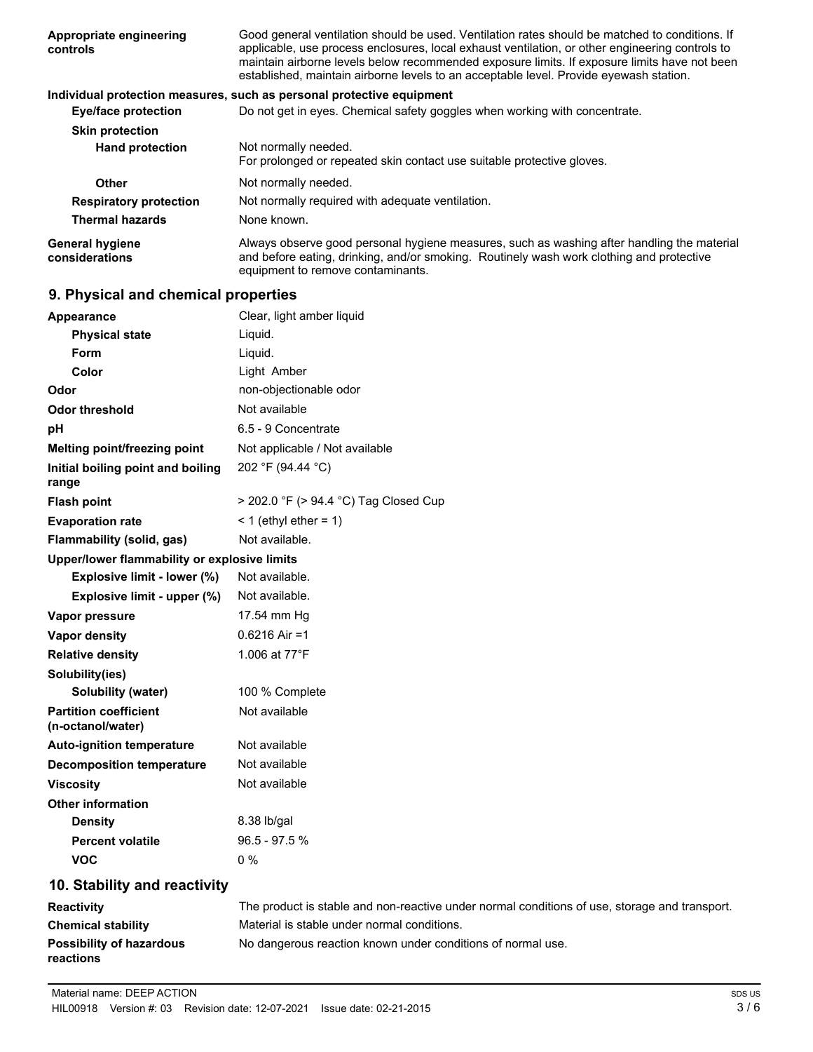| | |
|---|---|
| **Appropriate engineering controls** | Good general ventilation should be used. Ventilation rates should be matched to conditions. If applicable, use process enclosures, local exhaust ventilation, or other engineering controls to maintain airborne levels below recommended exposure limits. If exposure limits have not been established, maintain airborne levels to an acceptable level. Provide eyewash station. |

**Individual protection measures, such as personal protective equipment**

| | |
|---|---|
| **Eye/face protection** | Do not get in eyes. Chemical safety goggles when working with concentrate. |
| **Skin protection** | |
| **Hand protection** | Not normally needed. For prolonged or repeated skin contact use suitable protective gloves. |
| **Other** | Not normally needed. |
| **Respiratory protection** | Not normally required with adequate ventilation. |
| **Thermal hazards** | None known. |
| **General hygiene considerations** | Always observe good personal hygiene measures, such as washing after handling the material and before eating, drinking, and/or smoking. Routinely wash work clothing and protective equipment to remove contaminants. |

## 9. Physical and chemical properties

| | |
|---|---|
| **Appearance** | Clear, light amber liquid |
| **Physical state** | Liquid. |
| **Form** | Liquid. |
| **Color** | Light Amber |
| **Odor** | non-objectionable odor |
| **Odor threshold** | Not available |
| **pH** | 6.5 - 9 Concentrate |
| **Melting point/freezing point** | Not applicable / Not available |
| **Initial boiling point and boiling range** | 202 °F (94.44 °C) |
| **Flash point** | > 202.0 °F (> 94.4 °C) Tag Closed Cup |
| **Evaporation rate** | < 1 (ethyl ether = 1) |
| **Flammability (solid, gas)** | Not available. |
| **Upper/lower flammability or explosive limits** | |
| **Explosive limit - lower (%)** | Not available. |
| **Explosive limit - upper (%)** | Not available. |
| **Vapor pressure** | 17.54 mm Hg |
| **Vapor density** | 0.6216 Air =1 |
| **Relative density** | 1.006 at 77°F |
| **Solubility(ies)** | |
| **Solubility (water)** | 100 % Complete |
| **Partition coefficient (n-octanol/water)** | Not available |
| **Auto-ignition temperature** | Not available |
| **Decomposition temperature** | Not available |
| **Viscosity** | Not available |
| **Other information** | |
| **Density** | 8.38 lb/gal |
| **Percent volatile** | 96.5 - 97.5 % |
| **VOC** | 0 % |

## 10. Stability and reactivity

| | |
|---|---|
| **Reactivity** | The product is stable and non-reactive under normal conditions of use, storage and transport. |
| **Chemical stability** | Material is stable under normal conditions. |
| **Possibility of hazardous reactions** | No dangerous reaction known under conditions of normal use. |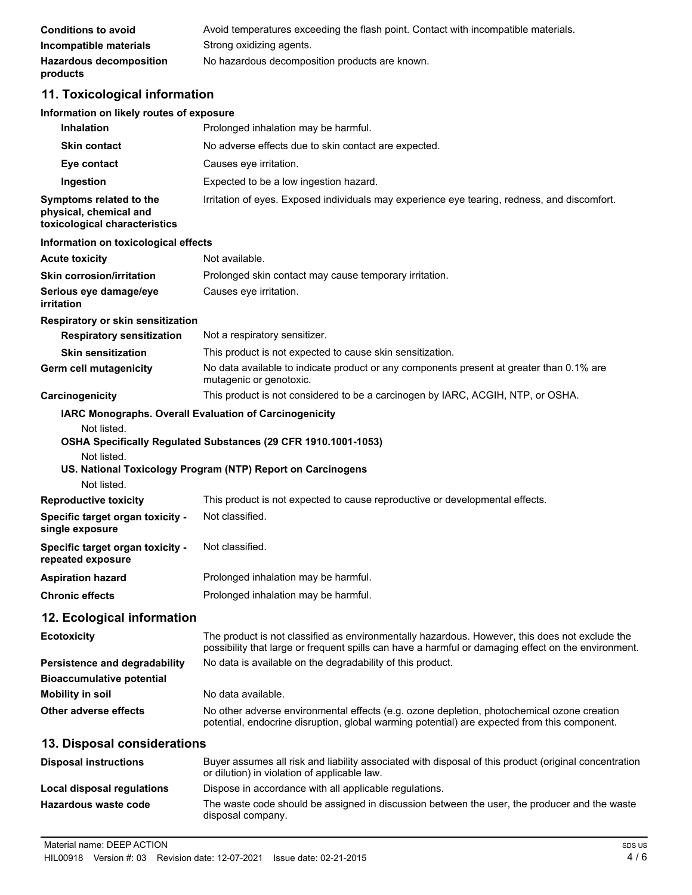| | |
|---|---|
| **Conditions to avoid** | Avoid temperatures exceeding the flash point. Contact with incompatible materials. |
| **Incompatible materials** | Strong oxidizing agents. |
| **Hazardous decomposition products** | No hazardous decomposition products are known. |

## 11. Toxicological information

**Information on likely routes of exposure**

| | |
|---|---|
| **Inhalation** | Prolonged inhalation may be harmful. |
| **Skin contact** | No adverse effects due to skin contact are expected. |
| **Eye contact** | Causes eye irritation. |
| **Ingestion** | Expected to be a low ingestion hazard. |
| **Symptoms related to the physical, chemical and toxicological characteristics** | Irritation of eyes. Exposed individuals may experience eye tearing, redness, and discomfort. |

**Information on toxicological effects**

| | |
|---|---|
| **Acute toxicity** | Not available. |
| **Skin corrosion/irritation** | Prolonged skin contact may cause temporary irritation. |
| **Serious eye damage/eye irritation** | Causes eye irritation. |

**Respiratory or skin sensitization**

| | |
|---|---|
| **Respiratory sensitization** | Not a respiratory sensitizer. |
| **Skin sensitization** | This product is not expected to cause skin sensitization. |
| **Germ cell mutagenicity** | No data available to indicate product or any components present at greater than 0.1% are mutagenic or genotoxic. |
| **Carcinogenicity** | This product is not considered to be a carcinogen by IARC, ACGIH, NTP, or OSHA. |

**IARC Monographs. Overall Evaluation of Carcinogenicity**

Not listed.

**OSHA Specifically Regulated Substances (29 CFR 1910.1001-1053)**

Not listed.

**US. National Toxicology Program (NTP) Report on Carcinogens**

Not listed.

| | |
|---|---|
| **Reproductive toxicity** | This product is not expected to cause reproductive or developmental effects. |
| **Specific target organ toxicity - single exposure** | Not classified. |
| **Specific target organ toxicity - repeated exposure** | Not classified. |
| **Aspiration hazard** | Prolonged inhalation may be harmful. |
| **Chronic effects** | Prolonged inhalation may be harmful. |

## 12. Ecological information

| | |
|---|---|
| **Ecotoxicity** | The product is not classified as environmentally hazardous. However, this does not exclude the possibility that large or frequent spills can have a harmful or damaging effect on the environment. |
| **Persistence and degradability** | No data is available on the degradability of this product. |
| **Bioaccumulative potential** | |
| **Mobility in soil** | No data available. |
| **Other adverse effects** | No other adverse environmental effects (e.g. ozone depletion, photochemical ozone creation potential, endocrine disruption, global warming potential) are expected from this component. |

## 13. Disposal considerations

| | |
|---|---|
| **Disposal instructions** | Buyer assumes all risk and liability associated with disposal of this product (original concentration or dilution) in violation of applicable law. |
| **Local disposal regulations** | Dispose in accordance with all applicable regulations. |
| **Hazardous waste code** | The waste code should be assigned in discussion between the user, the producer and the waste disposal company. |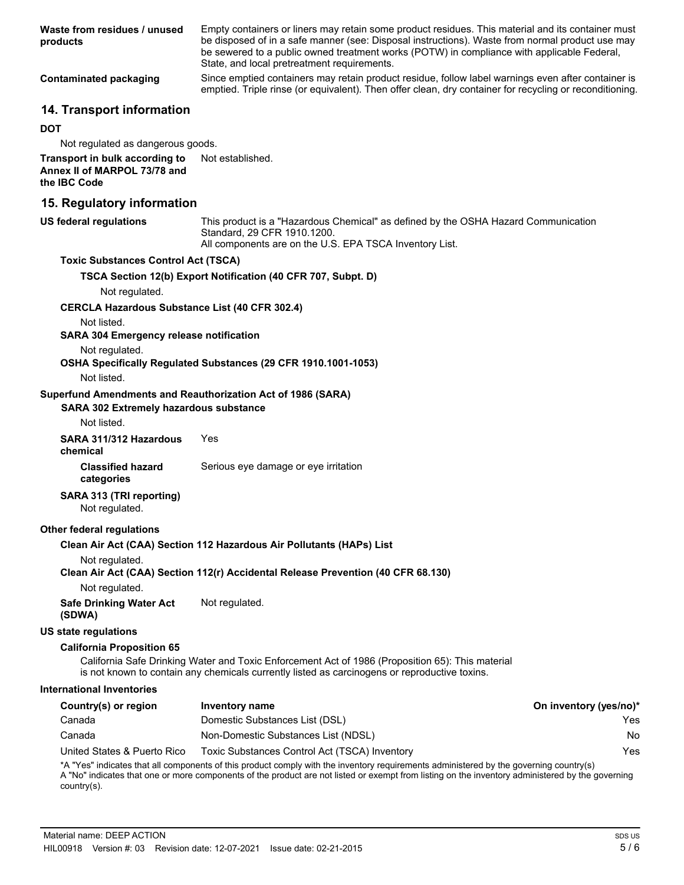**Waste from residues / unused products** Empty containers or liners may retain some product residues. This material and its container must be disposed of in a safe manner (see: Disposal instructions). Waste from normal product use may be sewered to a public owned treatment works (POTW) in compliance with applicable Federal, State, and local pretreatment requirements.

**Contaminated packaging** Since emptied containers may retain product residue, follow label warnings even after container is emptied. Triple rinse (or equivalent). Then offer clean, dry container for recycling or reconditioning.

## 14. Transport information

**DOT**

Not regulated as dangerous goods.

**Transport in bulk according to Annex II of MARPOL 73/78 and the IBC Code** Not established.

## 15. Regulatory information

**US federal regulations** This product is a "Hazardous Chemical" as defined by the OSHA Hazard Communication Standard, 29 CFR 1910.1200.
All components are on the U.S. EPA TSCA Inventory List.

**Toxic Substances Control Act (TSCA)**

**TSCA Section 12(b) Export Notification (40 CFR 707, Subpt. D)**

Not regulated.

**CERCLA Hazardous Substance List (40 CFR 302.4)**

Not listed.

**SARA 304 Emergency release notification**

Not regulated.

**OSHA Specifically Regulated Substances (29 CFR 1910.1001-1053)**

Not listed.

**Superfund Amendments and Reauthorization Act of 1986 (SARA)**

**SARA 302 Extremely hazardous substance**

Not listed.

**SARA 311/312 Hazardous chemical** Yes

**Classified hazard categories** Serious eye damage or eye irritation

**SARA 313 (TRI reporting)**

Not regulated.

**Other federal regulations**

**Clean Air Act (CAA) Section 112 Hazardous Air Pollutants (HAPs) List**

Not regulated.

**Clean Air Act (CAA) Section 112(r) Accidental Release Prevention (40 CFR 68.130)**

Not regulated.

**Safe Drinking Water Act (SDWA)** Not regulated.

**US state regulations**

**California Proposition 65**

California Safe Drinking Water and Toxic Enforcement Act of 1986 (Proposition 65): This material is not known to contain any chemicals currently listed as carcinogens or reproductive toxins.

**International Inventories**

| Country(s) or region | Inventory name | On inventory (yes/no)* |
|---|---|---|
| Canada | Domestic Substances List (DSL) | Yes |
| Canada | Non-Domestic Substances List (NDSL) | No |
| United States & Puerto Rico | Toxic Substances Control Act (TSCA) Inventory | Yes |

*A "Yes" indicates that all components of this product comply with the inventory requirements administered by the governing country(s)
A "No" indicates that one or more components of the product are not listed or exempt from listing on the inventory administered by the governing country(s).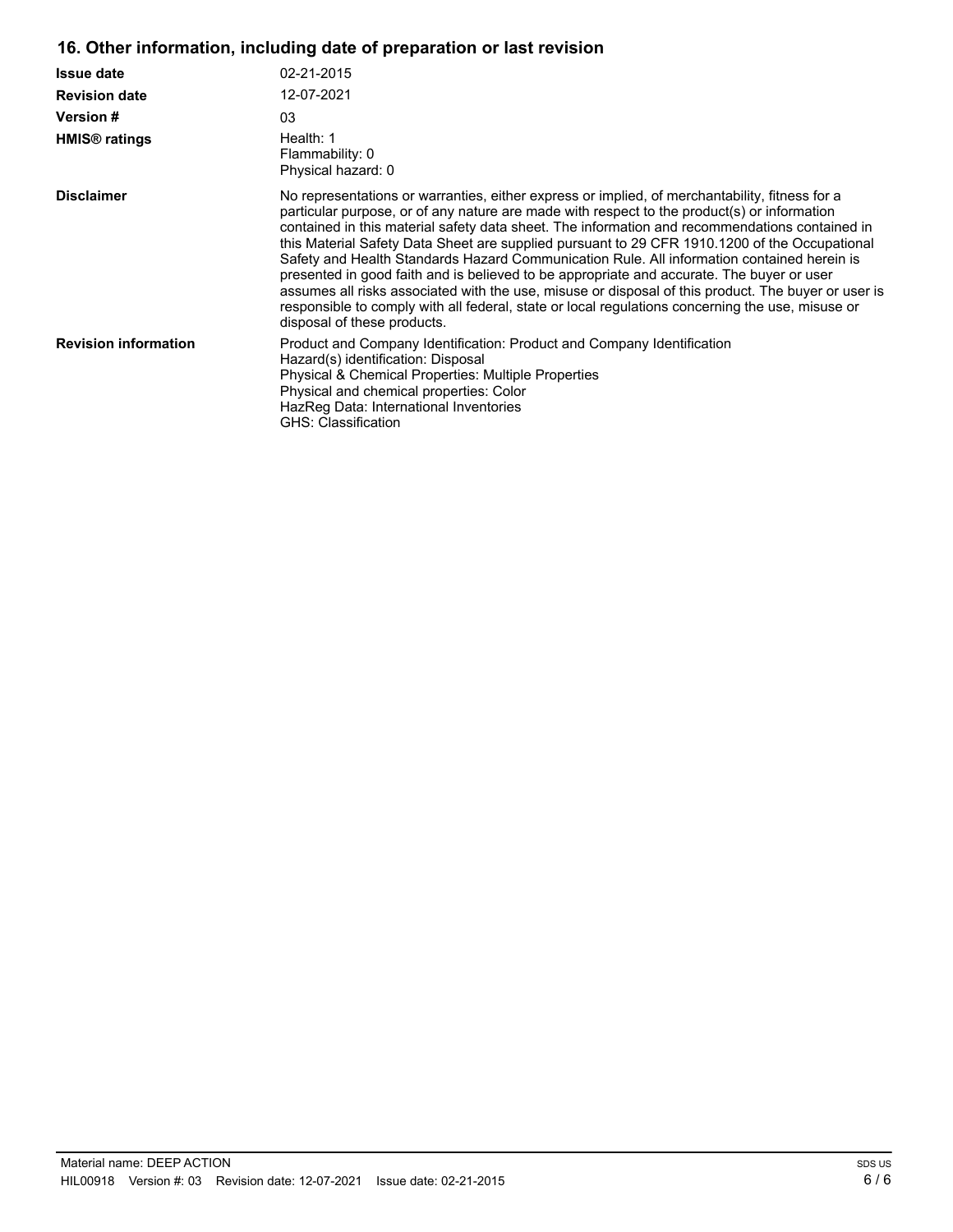## 16. Other information, including date of preparation or last revision

| | |
|---|---|
| **Issue date** | 02-21-2015 |
| **Revision date** | 12-07-2021 |
| **Version #** | 03 |
| **HMIS® ratings** | Health: 1<br>Flammability: 0<br>Physical hazard: 0 |
| **Disclaimer** | No representations or warranties, either express or implied, of merchantability, fitness for a particular purpose, or of any nature are made with respect to the product(s) or information contained in this material safety data sheet. The information and recommendations contained in this Material Safety Data Sheet are supplied pursuant to 29 CFR 1910.1200 of the Occupational Safety and Health Standards Hazard Communication Rule. All information contained herein is presented in good faith and is believed to be appropriate and accurate. The buyer or user assumes all risks associated with the use, misuse or disposal of this product. The buyer or user is responsible to comply with all federal, state or local regulations concerning the use, misuse or disposal of these products. |
| **Revision information** | Product and Company Identification: Product and Company Identification<br>Hazard(s) identification: Disposal<br>Physical & Chemical Properties: Multiple Properties<br>Physical and chemical properties: Color<br>HazReg Data: International Inventories<br>GHS: Classification |